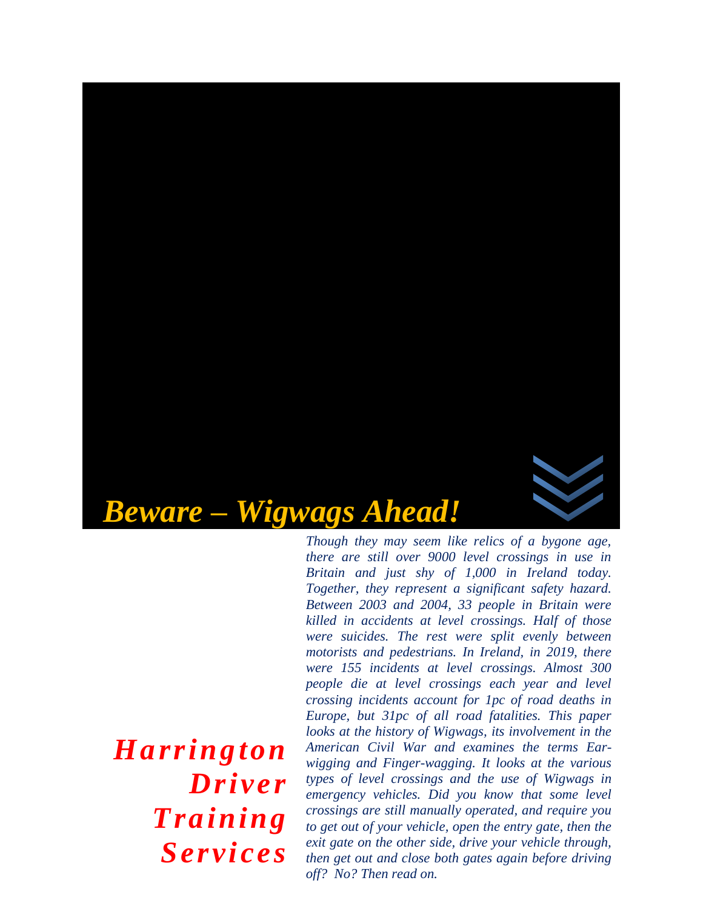# *Beware – Wigwags Ahead!*

***Harrington Driver Training Services***

*Though they may seem like relics of a bygone age, there are still over 9000 level crossings in use in Britain and just shy of 1,000 in Ireland today. Together, they represent a significant safety hazard. Between 2003 and 2004, 33 people in Britain were killed in accidents at level crossings. Half of those were suicides. The rest were split evenly between motorists and pedestrians. In Ireland, in 2019, there were 155 incidents at level crossings. Almost 300 people die at level crossings each year and level crossing incidents account for 1pc of road deaths in Europe, but 31pc of all road fatalities. This paper looks at the history of Wigwags, its involvement in the American Civil War and examines the terms Ear-wigging and Finger-wagging. It looks at the various types of level crossings and the use of Wigwags in emergency vehicles. Did you know that some level crossings are still manually operated, and require you to get out of your vehicle, open the entry gate, then the exit gate on the other side, drive your vehicle through, then get out and close both gates again before driving off? No? Then read on.*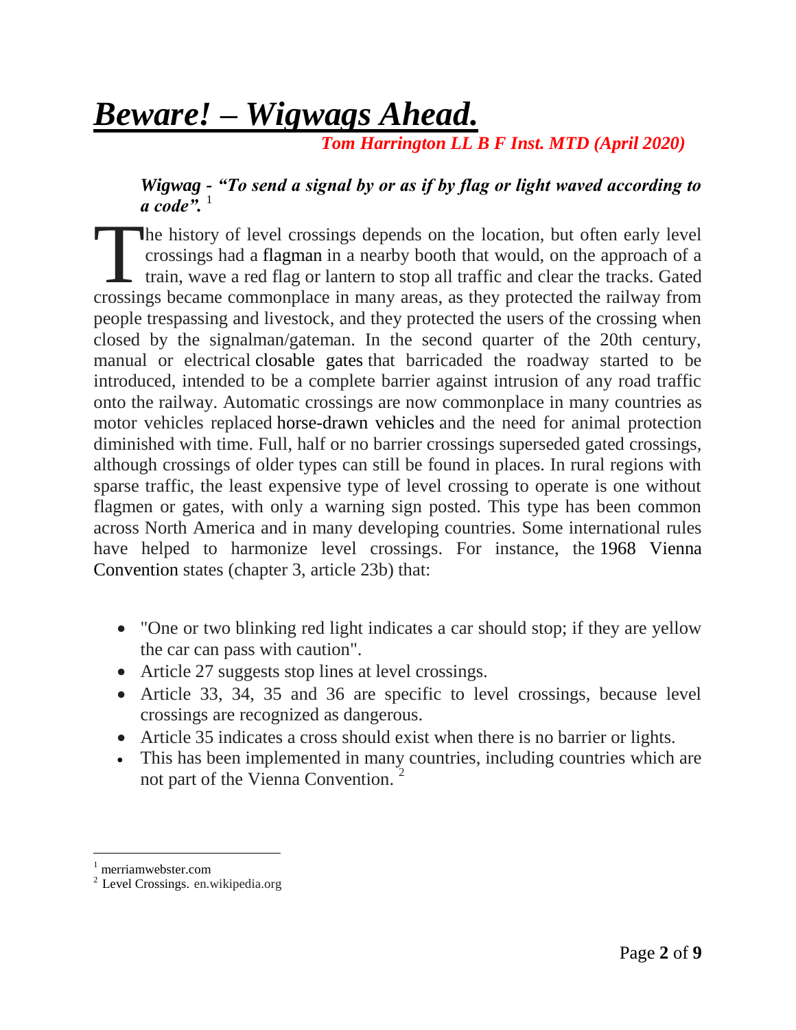# ***Beware! – Wigwags Ahead.***

***Tom Harrington LL B F Inst. MTD (April 2020)***

***Wigwag - "To send a signal by or as if by flag or light waved according to a code".*** [1]

The history of level crossings depends on the location, but often early level crossings had a flagman in a nearby booth that would, on the approach of a train, wave a red flag or lantern to stop all traffic and clear the tracks. Gated crossings became commonplace in many areas, as they protected the railway from people trespassing and livestock, and they protected the users of the crossing when closed by the signalman/gateman. In the second quarter of the 20th century, manual or electrical closable gates that barricaded the roadway started to be introduced, intended to be a complete barrier against intrusion of any road traffic onto the railway. Automatic crossings are now commonplace in many countries as motor vehicles replaced horse-drawn vehicles and the need for animal protection diminished with time. Full, half or no barrier crossings superseded gated crossings, although crossings of older types can still be found in places. In rural regions with sparse traffic, the least expensive type of level crossing to operate is one without flagmen or gates, with only a warning sign posted. This type has been common across North America and in many developing countries. Some international rules have helped to harmonize level crossings. For instance, the 1968 Vienna Convention states (chapter 3, article 23b) that:

- "One or two blinking red light indicates a car should stop; if they are yellow the car can pass with caution".
- Article 27 suggests stop lines at level crossings.
- Article 33, 34, 35 and 36 are specific to level crossings, because level crossings are recognized as dangerous.
- Article 35 indicates a cross should exist when there is no barrier or lights.
- This has been implemented in many countries, including countries which are not part of the Vienna Convention. [2]

---

[1] merriamwebster.com

[2] Level Crossings. en.wikipedia.org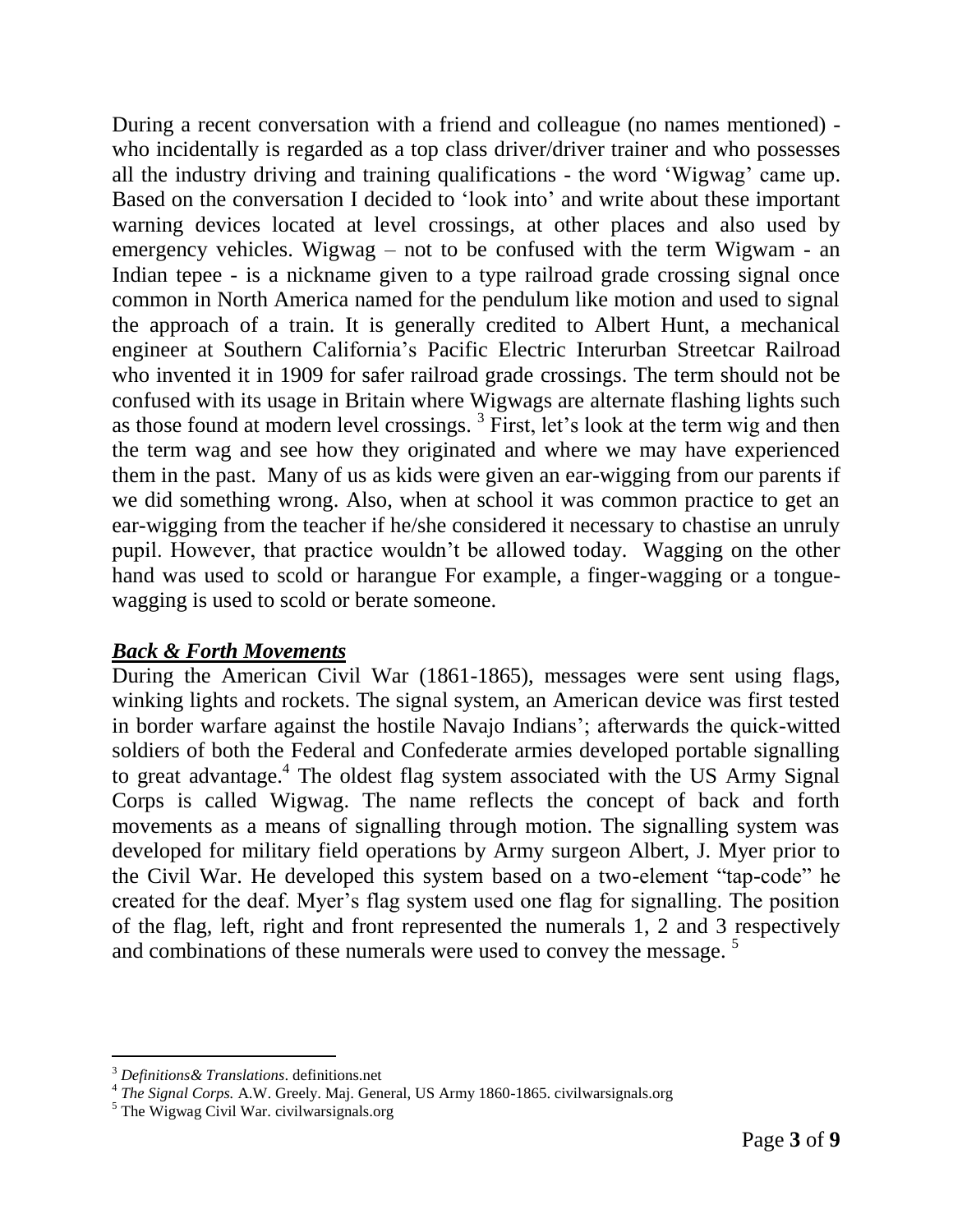During a recent conversation with a friend and colleague (no names mentioned) - who incidentally is regarded as a top class driver/driver trainer and who possesses all the industry driving and training qualifications - the word 'Wigwag' came up. Based on the conversation I decided to 'look into' and write about these important warning devices located at level crossings, at other places and also used by emergency vehicles. Wigwag – not to be confused with the term Wigwam - an Indian tepee - is a nickname given to a type railroad grade crossing signal once common in North America named for the pendulum like motion and used to signal the approach of a train. It is generally credited to Albert Hunt, a mechanical engineer at Southern California's Pacific Electric Interurban Streetcar Railroad who invented it in 1909 for safer railroad grade crossings. The term should not be confused with its usage in Britain where Wigwags are alternate flashing lights such as those found at modern level crossings. [3] First, let's look at the term wig and then the term wag and see how they originated and where we may have experienced them in the past. Many of us as kids were given an ear-wigging from our parents if we did something wrong. Also, when at school it was common practice to get an ear-wigging from the teacher if he/she considered it necessary to chastise an unruly pupil. However, that practice wouldn't be allowed today. Wagging on the other hand was used to scold or harangue For example, a finger-wagging or a tongue-wagging is used to scold or berate someone.

## ***Back & Forth Movements***

During the American Civil War (1861-1865), messages were sent using flags, winking lights and rockets. The signal system, an American device was first tested in border warfare against the hostile Navajo Indians'; afterwards the quick-witted soldiers of both the Federal and Confederate armies developed portable signalling to great advantage.[4] The oldest flag system associated with the US Army Signal Corps is called Wigwag. The name reflects the concept of back and forth movements as a means of signalling through motion. The signalling system was developed for military field operations by Army surgeon Albert, J. Myer prior to the Civil War. He developed this system based on a two-element "tap-code" he created for the deaf. Myer's flag system used one flag for signalling. The position of the flag, left, right and front represented the numerals 1, 2 and 3 respectively and combinations of these numerals were used to convey the message. [5]

---

[3] *Definitions& Translations*. definitions.net

[4] *The Signal Corps.* A.W. Greely. Maj. General, US Army 1860-1865. civilwarsignals.org

[5] The Wigwag Civil War. civilwarsignals.org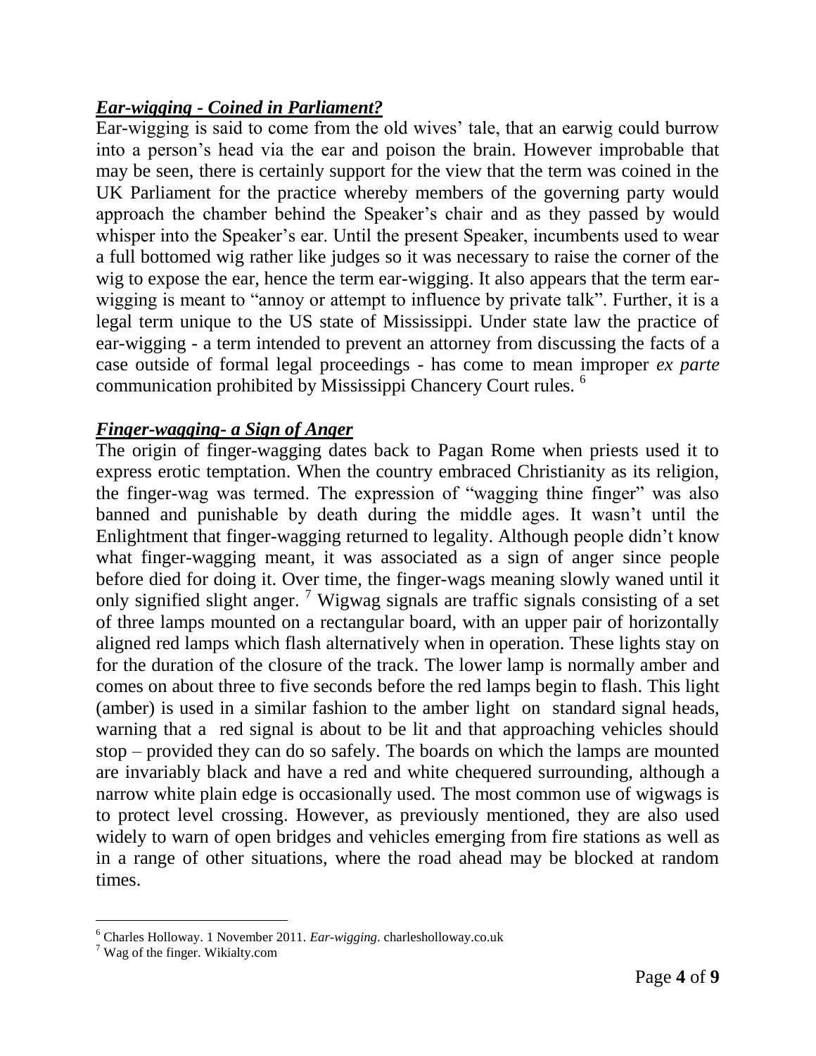### ***Ear-wigging - Coined in Parliament?***

Ear-wigging is said to come from the old wives' tale, that an earwig could burrow into a person's head via the ear and poison the brain. However improbable that may be seen, there is certainly support for the view that the term was coined in the UK Parliament for the practice whereby members of the governing party would approach the chamber behind the Speaker's chair and as they passed by would whisper into the Speaker's ear. Until the present Speaker, incumbents used to wear a full bottomed wig rather like judges so it was necessary to raise the corner of the wig to expose the ear, hence the term ear-wigging. It also appears that the term ear-wigging is meant to "annoy or attempt to influence by private talk". Further, it is a legal term unique to the US state of Mississippi. Under state law the practice of ear-wigging - a term intended to prevent an attorney from discussing the facts of a case outside of formal legal proceedings - has come to mean improper *ex parte* communication prohibited by Mississippi Chancery Court rules. [6]

### ***Finger-wagging- a Sign of Anger***

The origin of finger-wagging dates back to Pagan Rome when priests used it to express erotic temptation. When the country embraced Christianity as its religion, the finger-wag was termed. The expression of "wagging thine finger" was also banned and punishable by death during the middle ages. It wasn't until the Enlightment that finger-wagging returned to legality. Although people didn't know what finger-wagging meant, it was associated as a sign of anger since people before died for doing it. Over time, the finger-wags meaning slowly waned until it only signified slight anger. [7] Wigwag signals are traffic signals consisting of a set of three lamps mounted on a rectangular board, with an upper pair of horizontally aligned red lamps which flash alternatively when in operation. These lights stay on for the duration of the closure of the track. The lower lamp is normally amber and comes on about three to five seconds before the red lamps begin to flash. This light (amber) is used in a similar fashion to the amber light on standard signal heads, warning that a red signal is about to be lit and that approaching vehicles should stop – provided they can do so safely. The boards on which the lamps are mounted are invariably black and have a red and white chequered surrounding, although a narrow white plain edge is occasionally used. The most common use of wigwags is to protect level crossing. However, as previously mentioned, they are also used widely to warn of open bridges and vehicles emerging from fire stations as well as in a range of other situations, where the road ahead may be blocked at random times.

---

[6] Charles Holloway. 1 November 2011. *Ear-wigging*. charlesholloway.co.uk

[7] Wag of the finger. Wikialty.com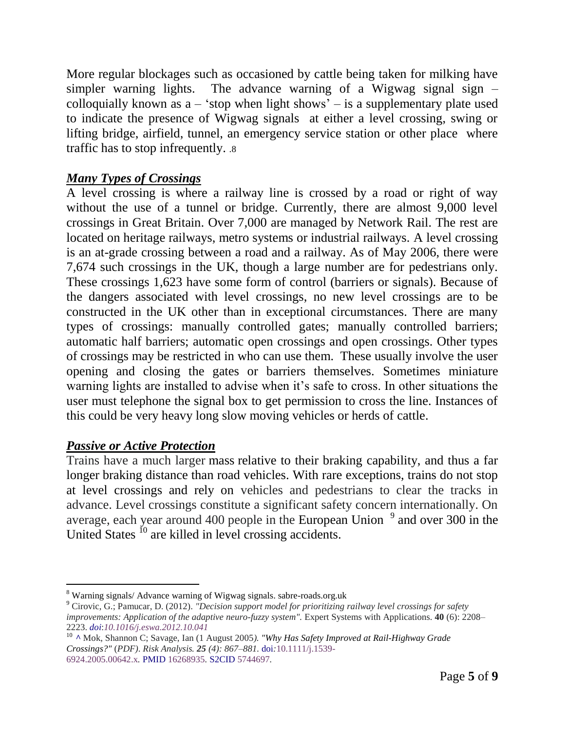More regular blockages such as occasioned by cattle being taken for milking have simpler warning lights. The advance warning of a Wigwag signal sign – colloquially known as a – 'stop when light shows' – is a supplementary plate used to indicate the presence of Wigwag signals at either a level crossing, swing or lifting bridge, airfield, tunnel, an emergency service station or other place where traffic has to stop infrequently. .8

## ***Many Types of Crossings***

A level crossing is where a railway line is crossed by a road or right of way without the use of a tunnel or bridge. Currently, there are almost 9,000 level crossings in Great Britain. Over 7,000 are managed by Network Rail. The rest are located on heritage railways, metro systems or industrial railways. A level crossing is an at-grade crossing between a road and a railway. As of May 2006, there were 7,674 such crossings in the UK, though a large number are for pedestrians only. These crossings 1,623 have some form of control (barriers or signals). Because of the dangers associated with level crossings, no new level crossings are to be constructed in the UK other than in exceptional circumstances. There are many types of crossings: manually controlled gates; manually controlled barriers; automatic half barriers; automatic open crossings and open crossings. Other types of crossings may be restricted in who can use them. These usually involve the user opening and closing the gates or barriers themselves. Sometimes miniature warning lights are installed to advise when it's safe to cross. In other situations the user must telephone the signal box to get permission to cross the line. Instances of this could be very heavy long slow moving vehicles or herds of cattle.

## ***Passive or Active Protection***

Trains have a much larger mass relative to their braking capability, and thus a far longer braking distance than road vehicles. With rare exceptions, trains do not stop at level crossings and rely on vehicles and pedestrians to clear the tracks in advance. Level crossings constitute a significant safety concern internationally. On average, each year around 400 people in the European Union [9] and over 300 in the United States [10] are killed in level crossing accidents.

---

[8] Warning signals/ Advance warning of Wigwag signals. sabre-roads.org.uk

[9] Cirovic, G.; Pamucar, D. (2012). *"Decision support model for prioritizing railway level crossings for safety improvements: Application of the adaptive neuro-fuzzy system".* Expert Systems with Applications. **40** (6): 2208–2223. *doi:10.1016/j.eswa.2012.10.041*

[10] ^ Mok, Shannon C; Savage, Ian (1 August 2005*). "Why Has Safety Improved at Rail-Highway Grade Crossings?"* (*PDF). Risk Analysis. **25** (4): 867–881.* doi:10.1111/j.1539-6924.2005.00642.x. PMID 16268935. S2CID 5744697.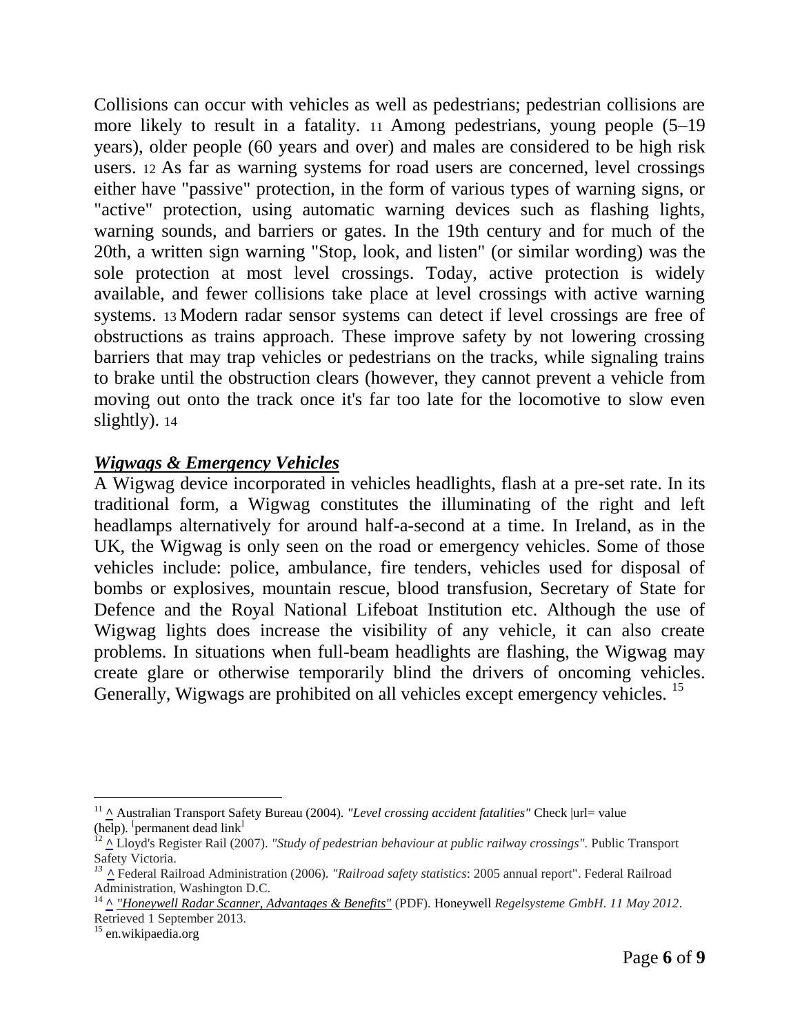Collisions can occur with vehicles as well as pedestrians; pedestrian collisions are more likely to result in a fatality. [11] Among pedestrians, young people (5–19 years), older people (60 years and over) and males are considered to be high risk users. [12] As far as warning systems for road users are concerned, level crossings either have "passive" protection, in the form of various types of warning signs, or "active" protection, using automatic warning devices such as flashing lights, warning sounds, and barriers or gates. In the 19th century and for much of the 20th, a written sign warning "Stop, look, and listen" (or similar wording) was the sole protection at most level crossings. Today, active protection is widely available, and fewer collisions take place at level crossings with active warning systems. [13] Modern radar sensor systems can detect if level crossings are free of obstructions as trains approach. These improve safety by not lowering crossing barriers that may trap vehicles or pedestrians on the tracks, while signaling trains to brake until the obstruction clears (however, they cannot prevent a vehicle from moving out onto the track once it's far too late for the locomotive to slow even slightly). [14]

## ***Wigwags & Emergency Vehicles***

A Wigwag device incorporated in vehicles headlights, flash at a pre-set rate. In its traditional form, a Wigwag constitutes the illuminating of the right and left headlamps alternatively for around half-a-second at a time. In Ireland, as in the UK, the Wigwag is only seen on the road or emergency vehicles. Some of those vehicles include: police, ambulance, fire tenders, vehicles used for disposal of bombs or explosives, mountain rescue, blood transfusion, Secretary of State for Defence and the Royal National Lifeboat Institution etc. Although the use of Wigwag lights does increase the visibility of any vehicle, it can also create problems. In situations when full-beam headlights are flashing, the Wigwag may create glare or otherwise temporarily blind the drivers of oncoming vehicles. Generally, Wigwags are prohibited on all vehicles except emergency vehicles. [15]

---

[11] ^ Australian Transport Safety Bureau (2004). *"Level crossing accident fatalities"* Check |url= value (help). [permanent dead link]

[12] ^ Lloyd's Register Rail (2007). *"Study of pedestrian behaviour at public railway crossings"*. Public Transport Safety Victoria.

[13] ^ Federal Railroad Administration (2006). *"Railroad safety statistics*: 2005 annual report". Federal Railroad Administration, Washington D.C.

[14] ^ *"Honeywell Radar Scanner, Advantages & Benefits"* (PDF). Honeywell *Regelsysteme GmbH*. *11 May 2012*. Retrieved 1 September 2013.

[15] en.wikipaedia.org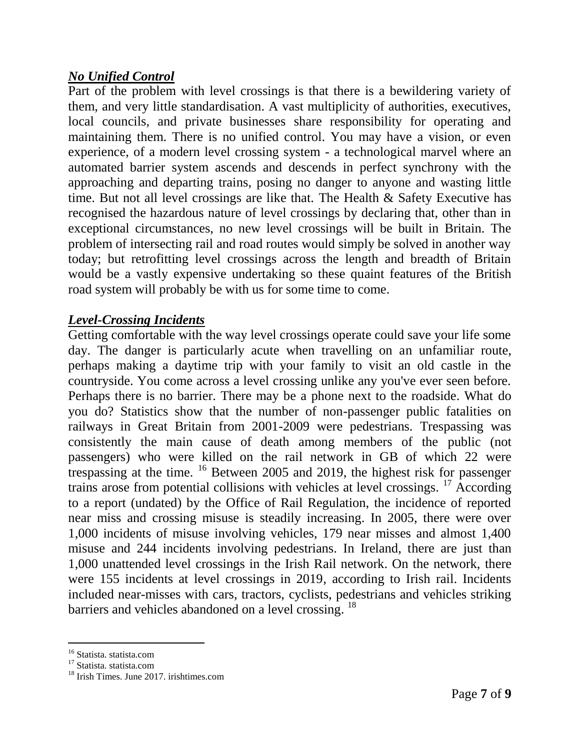### ***No Unified Control***

Part of the problem with level crossings is that there is a bewildering variety of them, and very little standardisation. A vast multiplicity of authorities, executives, local councils, and private businesses share responsibility for operating and maintaining them. There is no unified control. You may have a vision, or even experience, of a modern level crossing system - a technological marvel where an automated barrier system ascends and descends in perfect synchrony with the approaching and departing trains, posing no danger to anyone and wasting little time. But not all level crossings are like that. The Health & Safety Executive has recognised the hazardous nature of level crossings by declaring that, other than in exceptional circumstances, no new level crossings will be built in Britain. The problem of intersecting rail and road routes would simply be solved in another way today; but retrofitting level crossings across the length and breadth of Britain would be a vastly expensive undertaking so these quaint features of the British road system will probably be with us for some time to come.

### ***Level-Crossing Incidents***

Getting comfortable with the way level crossings operate could save your life some day. The danger is particularly acute when travelling on an unfamiliar route, perhaps making a daytime trip with your family to visit an old castle in the countryside. You come across a level crossing unlike any you've ever seen before. Perhaps there is no barrier. There may be a phone next to the roadside. What do you do? Statistics show that the number of non-passenger public fatalities on railways in Great Britain from 2001-2009 were pedestrians. Trespassing was consistently the main cause of death among members of the public (not passengers) who were killed on the rail network in GB of which 22 were trespassing at the time. [16] Between 2005 and 2019, the highest risk for passenger trains arose from potential collisions with vehicles at level crossings. [17] According to a report (undated) by the Office of Rail Regulation, the incidence of reported near miss and crossing misuse is steadily increasing. In 2005, there were over 1,000 incidents of misuse involving vehicles, 179 near misses and almost 1,400 misuse and 244 incidents involving pedestrians. In Ireland, there are just than 1,000 unattended level crossings in the Irish Rail network. On the network, there were 155 incidents at level crossings in 2019, according to Irish rail. Incidents included near-misses with cars, tractors, cyclists, pedestrians and vehicles striking barriers and vehicles abandoned on a level crossing. [18]

---

[16] Statista. statista.com
[17] Statista. statista.com
[18] Irish Times. June 2017. irishtimes.com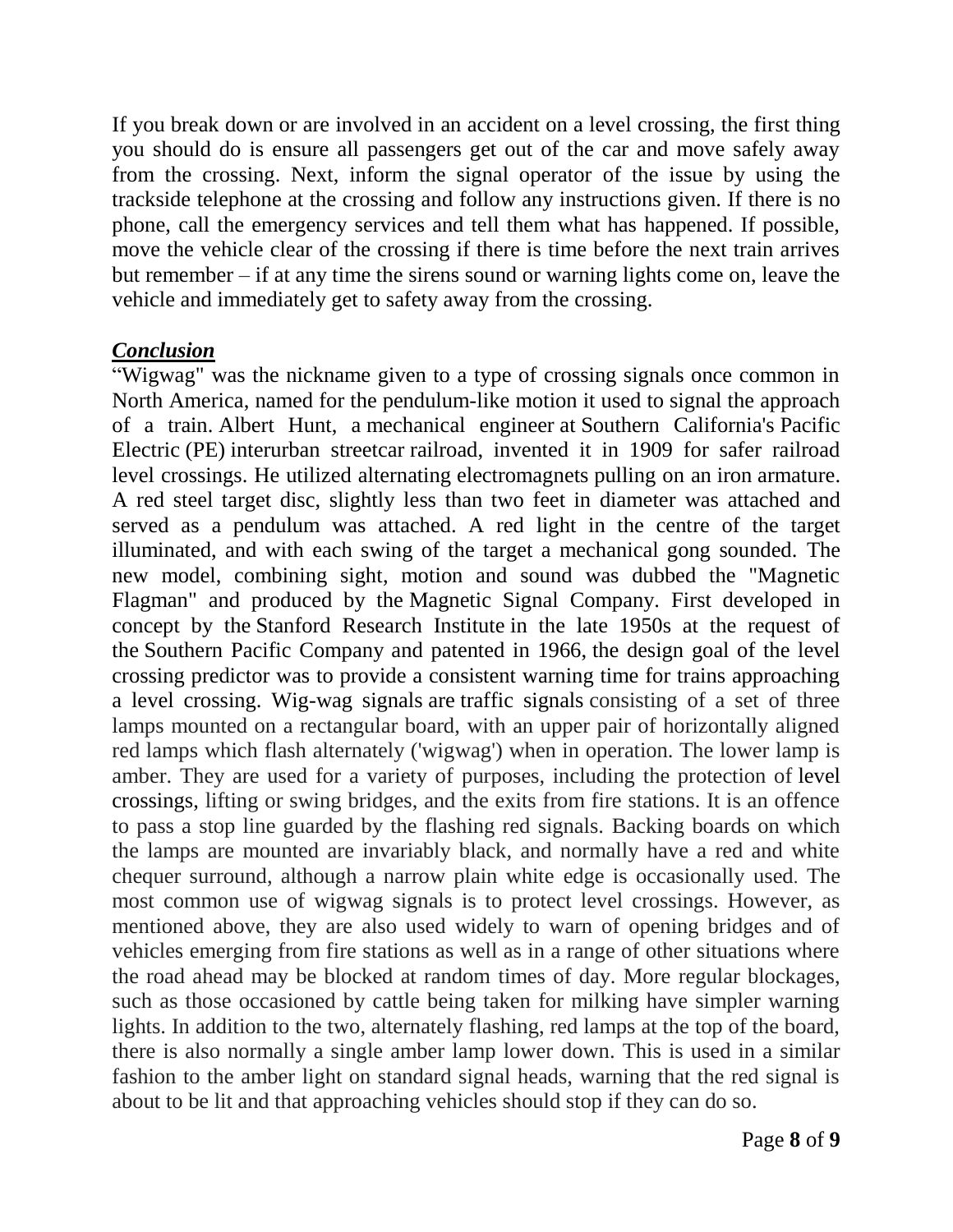If you break down or are involved in an accident on a level crossing, the first thing you should do is ensure all passengers get out of the car and move safely away from the crossing. Next, inform the signal operator of the issue by using the trackside telephone at the crossing and follow any instructions given. If there is no phone, call the emergency services and tell them what has happened. If possible, move the vehicle clear of the crossing if there is time before the next train arrives but remember – if at any time the sirens sound or warning lights come on, leave the vehicle and immediately get to safety away from the crossing.

***Conclusion***

"Wigwag" was the nickname given to a type of crossing signals once common in North America, named for the pendulum-like motion it used to signal the approach of a train. Albert Hunt, a mechanical engineer at Southern California's Pacific Electric (PE) interurban streetcar railroad, invented it in 1909 for safer railroad level crossings. He utilized alternating electromagnets pulling on an iron armature. A red steel target disc, slightly less than two feet in diameter was attached and served as a pendulum was attached. A red light in the centre of the target illuminated, and with each swing of the target a mechanical gong sounded. The new model, combining sight, motion and sound was dubbed the "Magnetic Flagman" and produced by the Magnetic Signal Company. First developed in concept by the Stanford Research Institute in the late 1950s at the request of the Southern Pacific Company and patented in 1966, the design goal of the level crossing predictor was to provide a consistent warning time for trains approaching a level crossing. Wig-wag signals are traffic signals consisting of a set of three lamps mounted on a rectangular board, with an upper pair of horizontally aligned red lamps which flash alternately ('wigwag') when in operation. The lower lamp is amber. They are used for a variety of purposes, including the protection of level crossings, lifting or swing bridges, and the exits from fire stations. It is an offence to pass a stop line guarded by the flashing red signals. Backing boards on which the lamps are mounted are invariably black, and normally have a red and white chequer surround, although a narrow plain white edge is occasionally used. The most common use of wigwag signals is to protect level crossings. However, as mentioned above, they are also used widely to warn of opening bridges and of vehicles emerging from fire stations as well as in a range of other situations where the road ahead may be blocked at random times of day. More regular blockages, such as those occasioned by cattle being taken for milking have simpler warning lights. In addition to the two, alternately flashing, red lamps at the top of the board, there is also normally a single amber lamp lower down. This is used in a similar fashion to the amber light on standard signal heads, warning that the red signal is about to be lit and that approaching vehicles should stop if they can do so.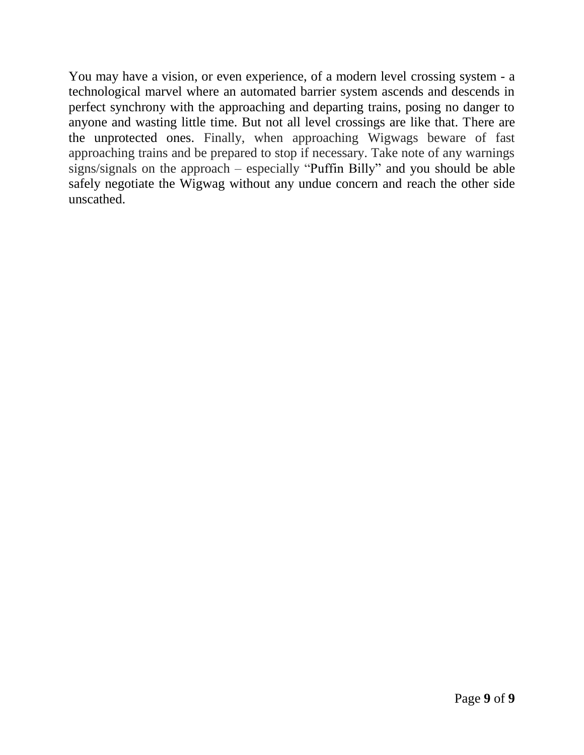You may have a vision, or even experience, of a modern level crossing system - a technological marvel where an automated barrier system ascends and descends in perfect synchrony with the approaching and departing trains, posing no danger to anyone and wasting little time. But not all level crossings are like that. There are the unprotected ones. Finally, when approaching Wigwags beware of fast approaching trains and be prepared to stop if necessary. Take note of any warnings signs/signals on the approach – especially "Puffin Billy" and you should be able safely negotiate the Wigwag without any undue concern and reach the other side unscathed.